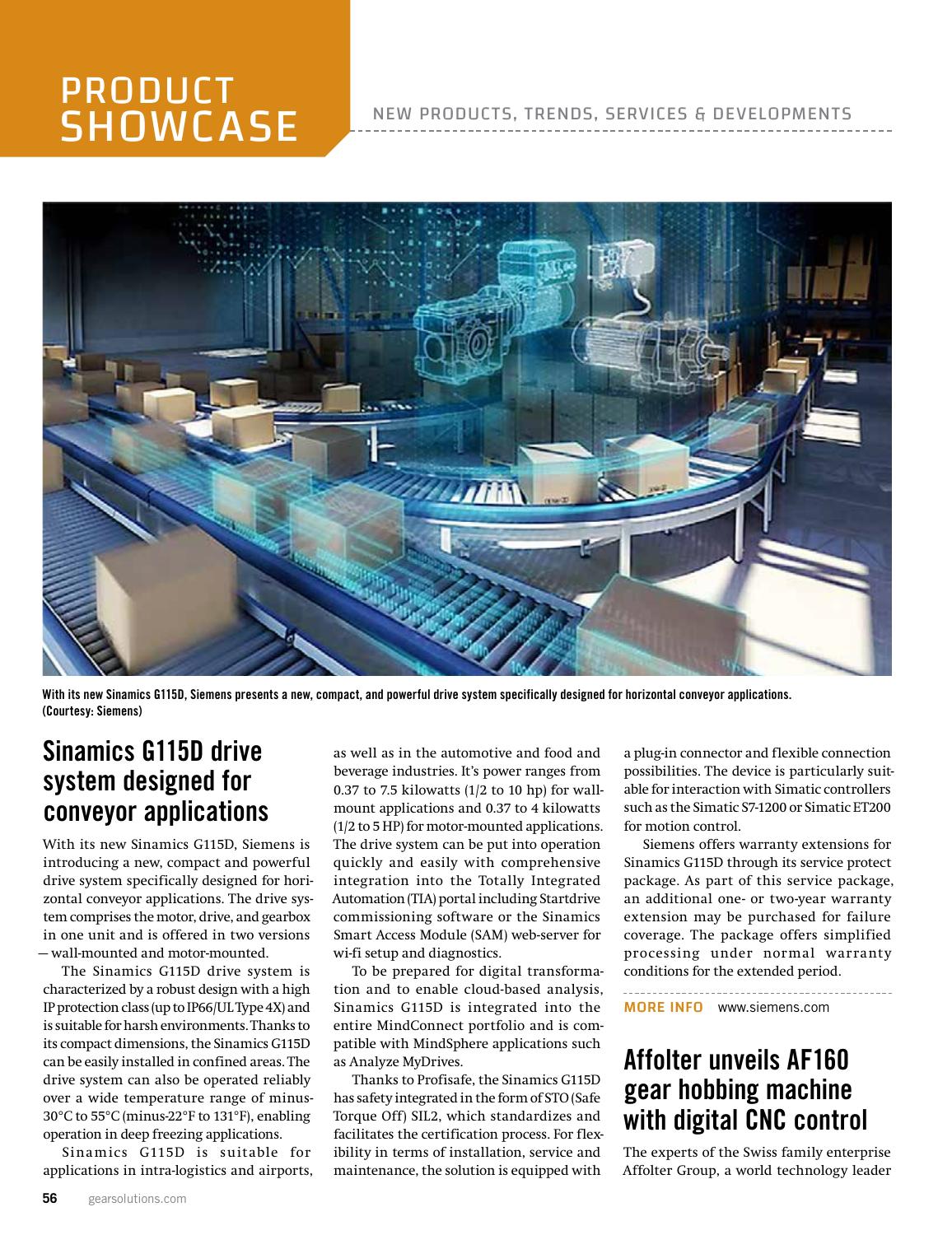# PRODUCT SHOWCASE

NEW PRODUCTS, TRENDS, SERVICES & DEVELOPMENTS

With its new Sinamics G115D, Siemens presents a new, compact, and powerful drive system specifically designed for horizontal conveyor applications. (Courtesy: Siemens)

## Sinamics G115D drive system designed for conveyor applications

With its new Sinamics G115D, Siemens is introducing a new, compact and powerful drive system specifically designed for horizontal conveyor applications. The drive system comprises the motor, drive, and gearbox in one unit and is offered in two versions — wall-mounted and motor-mounted.

The Sinamics G115D drive system is characterized by a robust design with a high IP protection class (up to IP66/UL Type 4X) and is suitable for harsh environments. Thanks to its compact dimensions, the Sinamics G115D can be easily installed in confined areas. The drive system can also be operated reliably over a wide temperature range of minus-30°C to 55°C (minus-22°F to 131°F), enabling operation in deep freezing applications.

Sinamics G115D is suitable for applications in intra-logistics and airports, as well as in the automotive and food and beverage industries. It's power ranges from 0.37 to 7.5 kilowatts (1/2 to 10 hp) for wall-mount applications and 0.37 to 4 kilowatts (1/2 to 5 HP) for motor-mounted applications. The drive system can be put into operation quickly and easily with comprehensive integration into the Totally Integrated Automation (TIA) portal including Startdrive commissioning software or the Sinamics Smart Access Module (SAM) web-server for wi-fi setup and diagnostics.

To be prepared for digital transformation and to enable cloud-based analysis, Sinamics G115D is integrated into the entire MindConnect portfolio and is compatible with MindSphere applications such as Analyze MyDrives.

Thanks to Profisafe, the Sinamics G115D has safety integrated in the form of STO (Safe Torque Off) SIL2, which standardizes and facilitates the certification process. For flexibility in terms of installation, service and maintenance, the solution is equipped with a plug-in connector and flexible connection possibilities. The device is particularly suitable for interaction with Simatic controllers such as the Simatic S7-1200 or Simatic ET200 for motion control.

Siemens offers warranty extensions for Sinamics G115D through its service protect package. As part of this service package, an additional one- or two-year warranty extension may be purchased for failure coverage. The package offers simplified processing under normal warranty conditions for the extended period.

**MORE INFO** www.siemens.com

## Affolter unveils AF160 gear hobbing machine with digital CNC control

The experts of the Swiss family enterprise Affolter Group, a world technology leader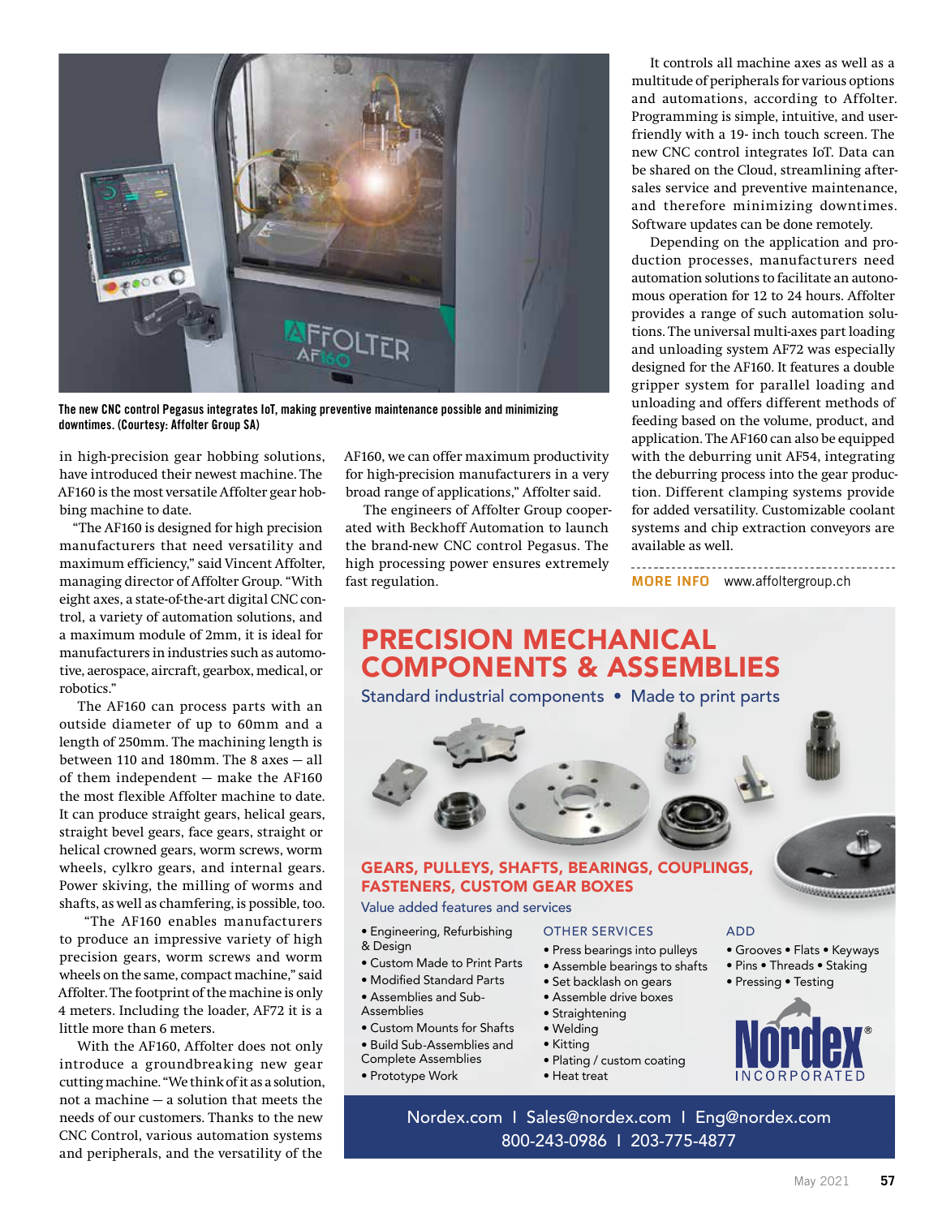The new CNC control Pegasus integrates IoT, making preventive maintenance possible and minimizing downtimes. (Courtesy: Affolter Group SA)

in high-precision gear hobbing solutions, have introduced their newest machine. The AF160 is the most versatile Affolter gear hobbing machine to date.

"The AF160 is designed for high precision manufacturers that need versatility and maximum efficiency," said Vincent Affolter, managing director of Affolter Group. "With eight axes, a state-of-the-art digital CNC control, a variety of automation solutions, and a maximum module of 2mm, it is ideal for manufacturers in industries such as automotive, aerospace, aircraft, gearbox, medical, or robotics."

The AF160 can process parts with an outside diameter of up to 60mm and a length of 250mm. The machining length is between 110 and 180mm. The 8 axes — all of them independent — make the AF160 the most flexible Affolter machine to date. It can produce straight gears, helical gears, straight bevel gears, face gears, straight or helical crowned gears, worm screws, worm wheels, cylkro gears, and internal gears. Power skiving, the milling of worms and shafts, as well as chamfering, is possible, too.

"The AF160 enables manufacturers to produce an impressive variety of high precision gears, worm screws and worm wheels on the same, compact machine," said Affolter. The footprint of the machine is only 4 meters. Including the loader, AF72 it is a little more than 6 meters.

With the AF160, Affolter does not only introduce a groundbreaking new gear cutting machine. "We think of it as a solution, not a machine — a solution that meets the needs of our customers. Thanks to the new CNC Control, various automation systems and peripherals, and the versatility of the AF160, we can offer maximum productivity for high-precision manufacturers in a very broad range of applications," Affolter said.

The engineers of Affolter Group cooperated with Beckhoff Automation to launch the brand-new CNC control Pegasus. The high processing power ensures extremely fast regulation.

It controls all machine axes as well as a multitude of peripherals for various options and automations, according to Affolter. Programming is simple, intuitive, and user-friendly with a 19- inch touch screen. The new CNC control integrates IoT. Data can be shared on the Cloud, streamlining after-sales service and preventive maintenance, and therefore minimizing downtimes. Software updates can be done remotely.

Depending on the application and production processes, manufacturers need automation solutions to facilitate an autonomous operation for 12 to 24 hours. Affolter provides a range of such automation solutions. The universal multi-axes part loading and unloading system AF72 was especially designed for the AF160. It features a double gripper system for parallel loading and unloading and offers different methods of feeding based on the volume, product, and application. The AF160 can also be equipped with the deburring unit AF54, integrating the deburring process into the gear production. Different clamping systems provide for added versatility. Customizable coolant systems and chip extraction conveyors are available as well.

**MORE INFO** www.affoltergroup.ch

# PRECISION MECHANICAL COMPONENTS & ASSEMBLIES

Standard industrial components • Made to print parts

## GEARS, PULLEYS, SHAFTS, BEARINGS, COUPLINGS, FASTENERS, CUSTOM GEAR BOXES

Value added features and services

- Engineering, Refurbishing & Design
- Custom Made to Print Parts
- Modified Standard Parts
- Assemblies and Sub-Assemblies
- Custom Mounts for Shafts
- Build Sub-Assemblies and Complete Assemblies
- Prototype Work

OTHER SERVICES

- Press bearings into pulleys
- Assemble bearings to shafts
- Set backlash on gears
- Assemble drive boxes
- Straightening
- Welding
- Kitting
- Plating / custom coating
- Heat treat

ADD

- Grooves • Flats • Keyways
- Pins • Threads • Staking
- Pressing • Testing

Nordex® INCORPORATED

Nordex.com | Sales@nordex.com | Eng@nordex.com
800-243-0986 | 203-775-4877